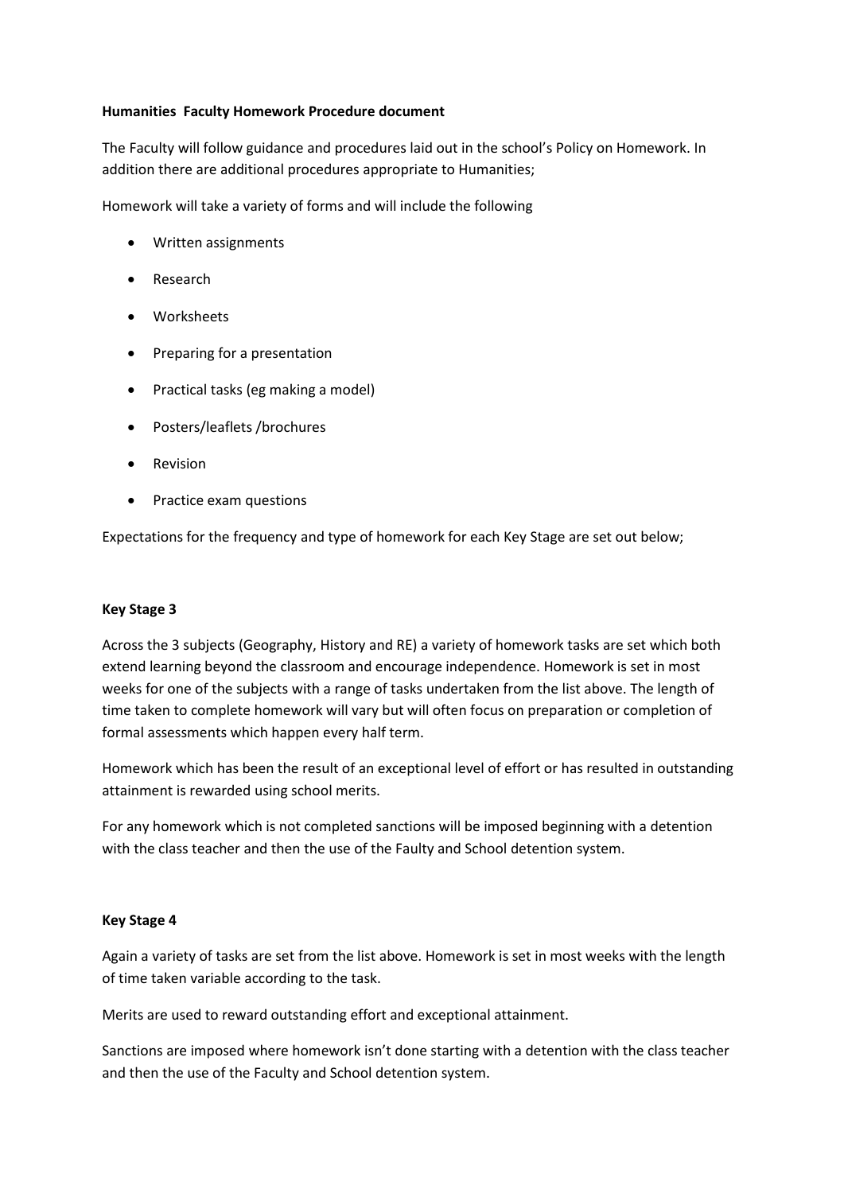**Humanities  Faculty Homework Procedure document**

The Faculty will follow guidance and procedures laid out in the school's Policy on Homework. In addition there are additional procedures appropriate to Humanities;

Homework will take a variety of forms and will include the following

- Written assignments
- Research
- Worksheets
- Preparing for a presentation
- Practical tasks (eg making a model)
- Posters/leaflets /brochures
- Revision
- Practice exam questions

Expectations for the frequency and type of homework for each Key Stage are set out below;

**Key Stage 3**

Across the 3 subjects (Geography, History and RE) a variety of homework tasks are set which both extend learning beyond the classroom and encourage independence. Homework is set in most weeks for one of the subjects with a range of tasks undertaken from the list above. The length of time taken to complete homework will vary but will often focus on preparation or completion of formal assessments which happen every half term.

Homework which has been the result of an exceptional level of effort or has resulted in outstanding attainment is rewarded using school merits.

For any homework which is not completed sanctions will be imposed beginning with a detention with the class teacher and then the use of the Faulty and School detention system.

**Key Stage 4**

Again a variety of tasks are set from the list above. Homework is set in most weeks with the length of time taken variable according to the task.

Merits are used to reward outstanding effort and exceptional attainment.

Sanctions are imposed where homework isn't done starting with a detention with the class teacher and then the use of the Faculty and School detention system.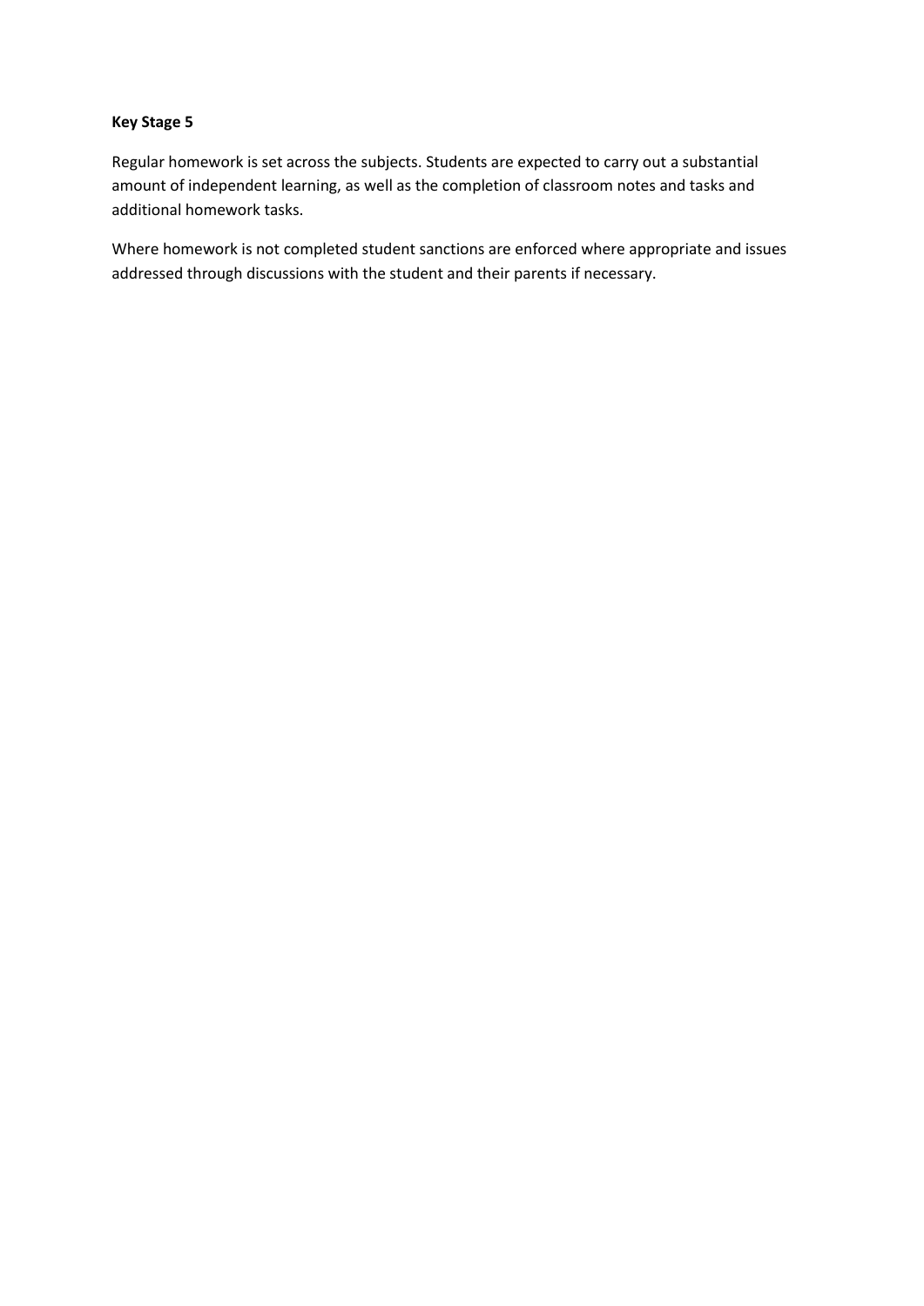**Key Stage 5**

Regular homework is set across the subjects. Students are expected to carry out a substantial amount of independent learning, as well as the completion of classroom notes and tasks and additional homework tasks.

Where homework is not completed student sanctions are enforced where appropriate and issues addressed through discussions with the student and their parents if necessary.